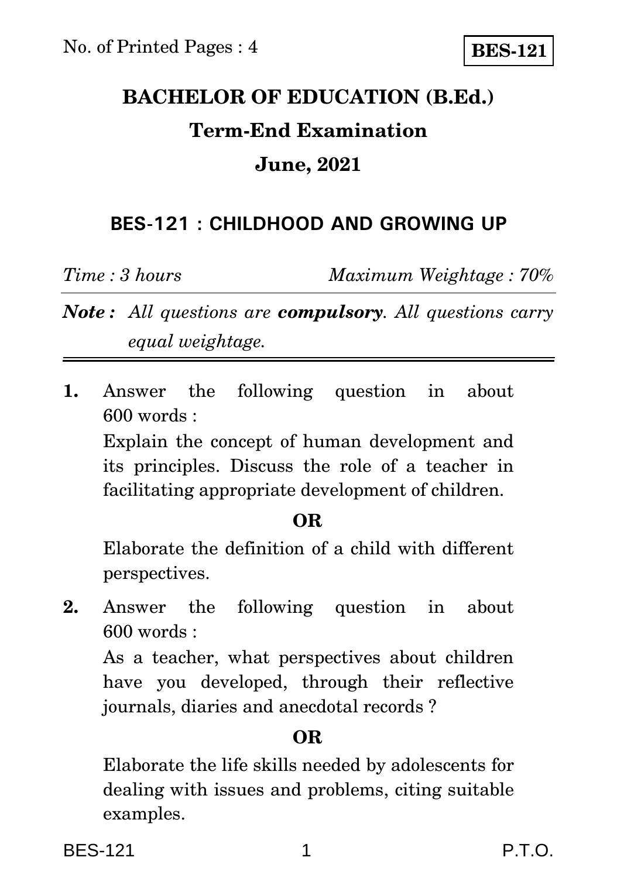No. of Printed Pages : 4

**BES-121**

# BACHELOR OF EDUCATION (B.Ed.)

## Term-End Examination

## June, 2021

### BES-121 : CHILDHOOD AND GROWING UP

*Time : 3 hours* *Maximum Weightage : 70%*

***Note :*** *All questions are* ***compulsory****. All questions carry equal weightage.*

---

**1.** Answer the following question in about 600 words :

Explain the concept of human development and its principles. Discuss the role of a teacher in facilitating appropriate development of children.

**OR**

Elaborate the definition of a child with different perspectives.

**2.** Answer the following question in about 600 words :

As a teacher, what perspectives about children have you developed, through their reflective journals, diaries and anecdotal records ?

**OR**

Elaborate the life skills needed by adolescents for dealing with issues and problems, citing suitable examples.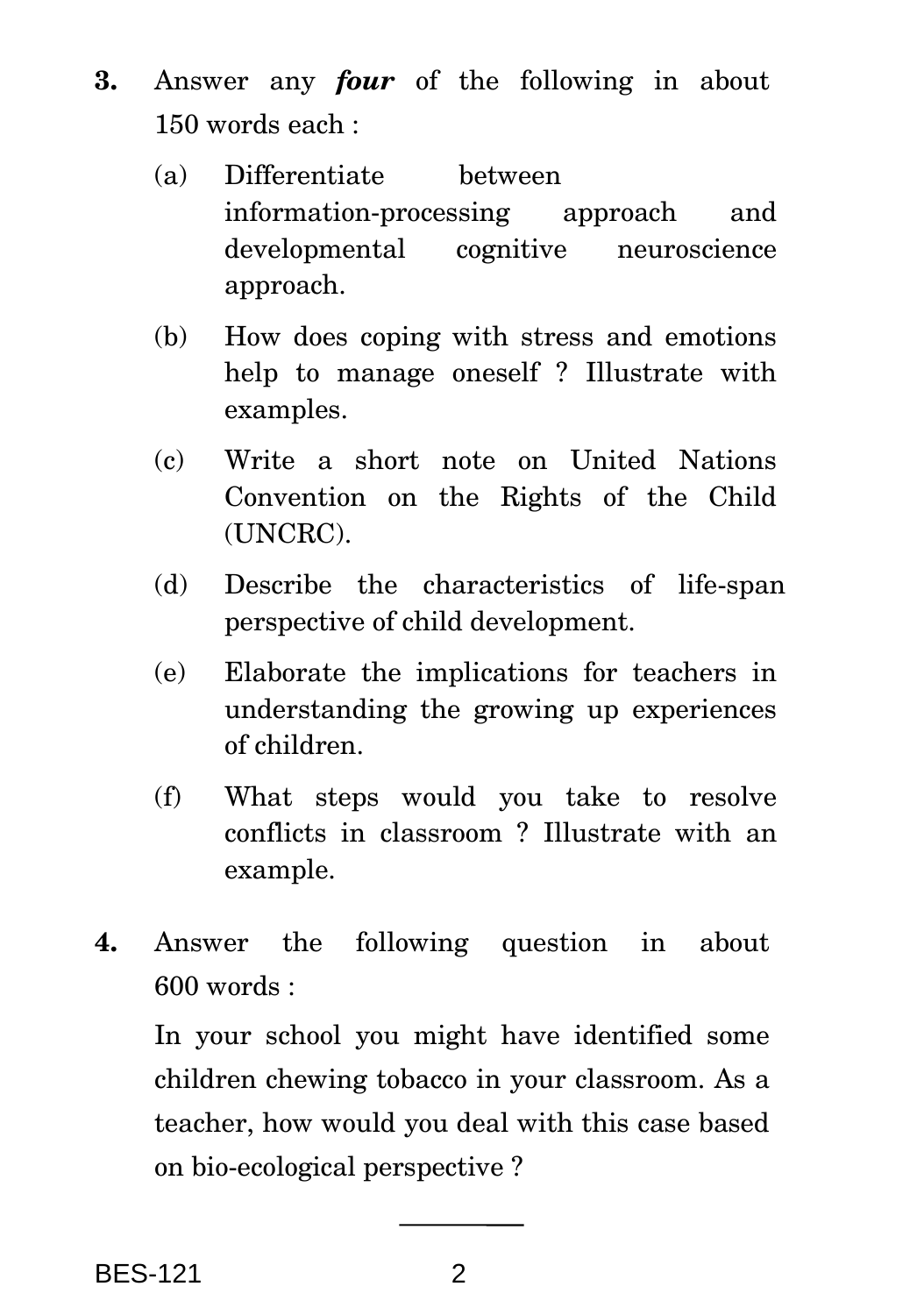**3.** Answer any ***four*** of the following in about 150 words each :

(a) Differentiate between information-processing approach and developmental cognitive neuroscience approach.

(b) How does coping with stress and emotions help to manage oneself ? Illustrate with examples.

(c) Write a short note on United Nations Convention on the Rights of the Child (UNCRC).

(d) Describe the characteristics of life-span perspective of child development.

(e) Elaborate the implications for teachers in understanding the growing up experiences of children.

(f) What steps would you take to resolve conflicts in classroom ? Illustrate with an example.

**4.** Answer the following question in about 600 words :

In your school you might have identified some children chewing tobacco in your classroom. As a teacher, how would you deal with this case based on bio-ecological perspective ?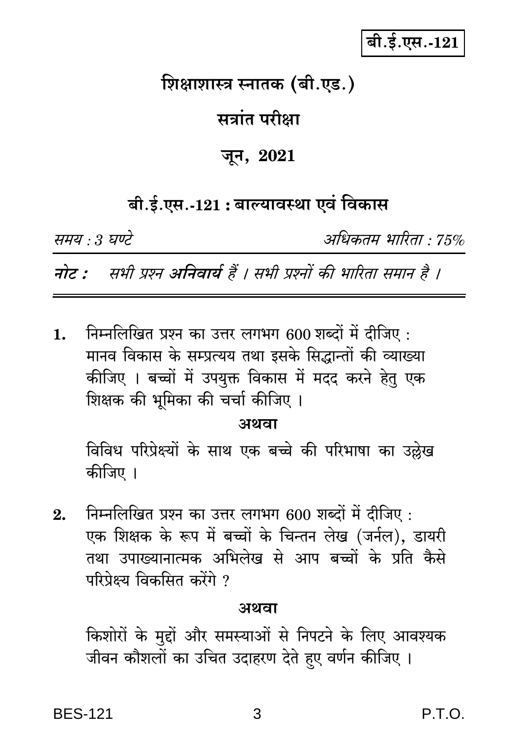बी.ई.एस.-121

# शिक्षाशास्त्र स्नातक (बी.एड.)

## सत्रांत परीक्षा

## जून, 2021

### बी.ई.एस.-121 : बाल्यावस्था एवं विकास

*समय : 3 घण्टे* *अधिकतम भारिता : 75%*

***नोट :*** *सभी प्रश्न **अनिवार्य** हैं । सभी प्रश्नों की भारिता समान है ।*

---

**1.** निम्नलिखित प्रश्न का उत्तर लगभग 600 शब्दों में दीजिए :
मानव विकास के सम्प्रत्यय तथा इसके सिद्धान्तों की व्याख्या कीजिए । बच्चों में उपयुक्त विकास में मदद करने हेतु एक शिक्षक की भूमिका की चर्चा कीजिए ।

**अथवा**

विविध परिप्रेक्ष्यों के साथ एक बच्चे की परिभाषा का उल्लेख कीजिए ।

**2.** निम्नलिखित प्रश्न का उत्तर लगभग 600 शब्दों में दीजिए :
एक शिक्षक के रूप में बच्चों के चिन्तन लेख (जर्नल), डायरी तथा उपाख्यानात्मक अभिलेख से आप बच्चों के प्रति कैसे परिप्रेक्ष्य विकसित करेंगे ?

**अथवा**

किशोरों के मुद्दों और समस्याओं से निपटने के लिए आवश्यक जीवन कौशलों का उचित उदाहरण देते हुए वर्णन कीजिए ।

P.T.O.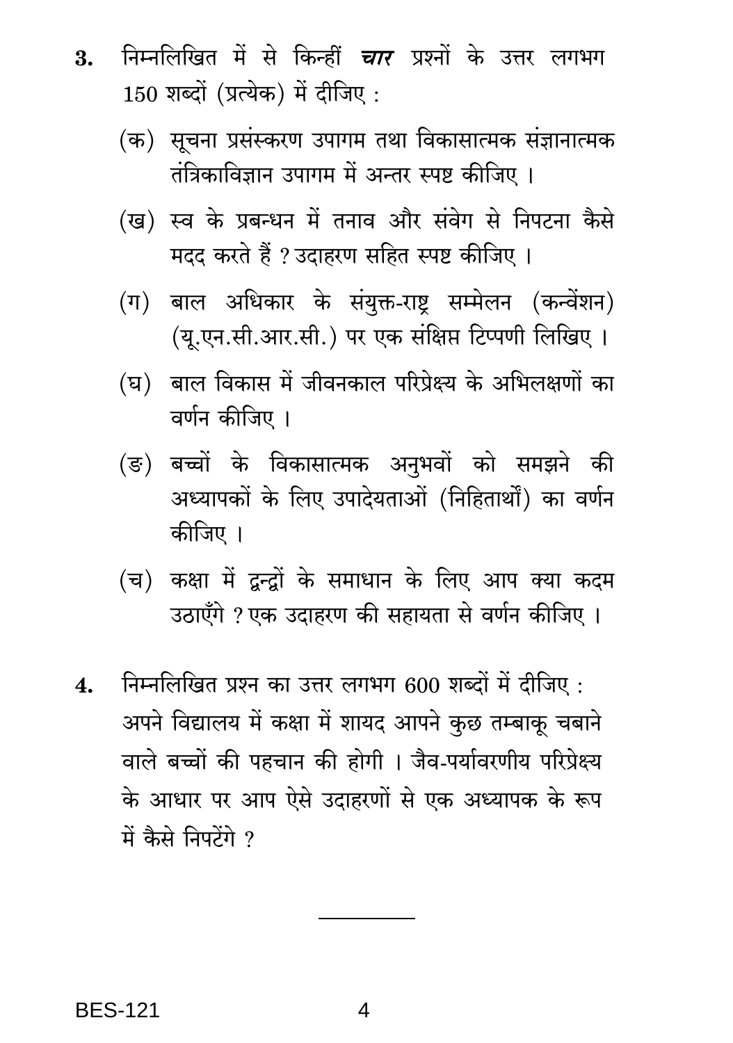**3.** निम्नलिखित में से किन्हीं ***चार*** प्रश्नों के उत्तर लगभग 150 शब्दों (प्रत्येक) में दीजिए :

(क) सूचना प्रसंस्करण उपागम तथा विकासात्मक संज्ञानात्मक तंत्रिकाविज्ञान उपागम में अन्तर स्पष्ट कीजिए ।

(ख) स्व के प्रबन्धन में तनाव और संवेग से निपटना कैसे मदद करते हैं ? उदाहरण सहित स्पष्ट कीजिए ।

(ग) बाल अधिकार के संयुक्त-राष्ट्र सम्मेलन (कन्वेंशन) (यू.एन.सी.आर.सी.) पर एक संक्षिप्त टिप्पणी लिखिए ।

(घ) बाल विकास में जीवनकाल परिप्रेक्ष्य के अभिलक्षणों का वर्णन कीजिए ।

(ङ) बच्चों के विकासात्मक अनुभवों को समझने की अध्यापकों के लिए उपादेयताओं (निहितार्थों) का वर्णन कीजिए ।

(च) कक्षा में द्वन्द्वों के समाधान के लिए आप क्या कदम उठाएँगे ? एक उदाहरण की सहायता से वर्णन कीजिए ।

**4.** निम्नलिखित प्रश्न का उत्तर लगभग 600 शब्दों में दीजिए :
अपने विद्यालय में कक्षा में शायद आपने कुछ तम्बाकू चबाने वाले बच्चों की पहचान की होगी । जैव-पर्यावरणीय परिप्रेक्ष्य के आधार पर आप ऐसे उदाहरणों से एक अध्यापक के रूप में कैसे निपटेंगे ?